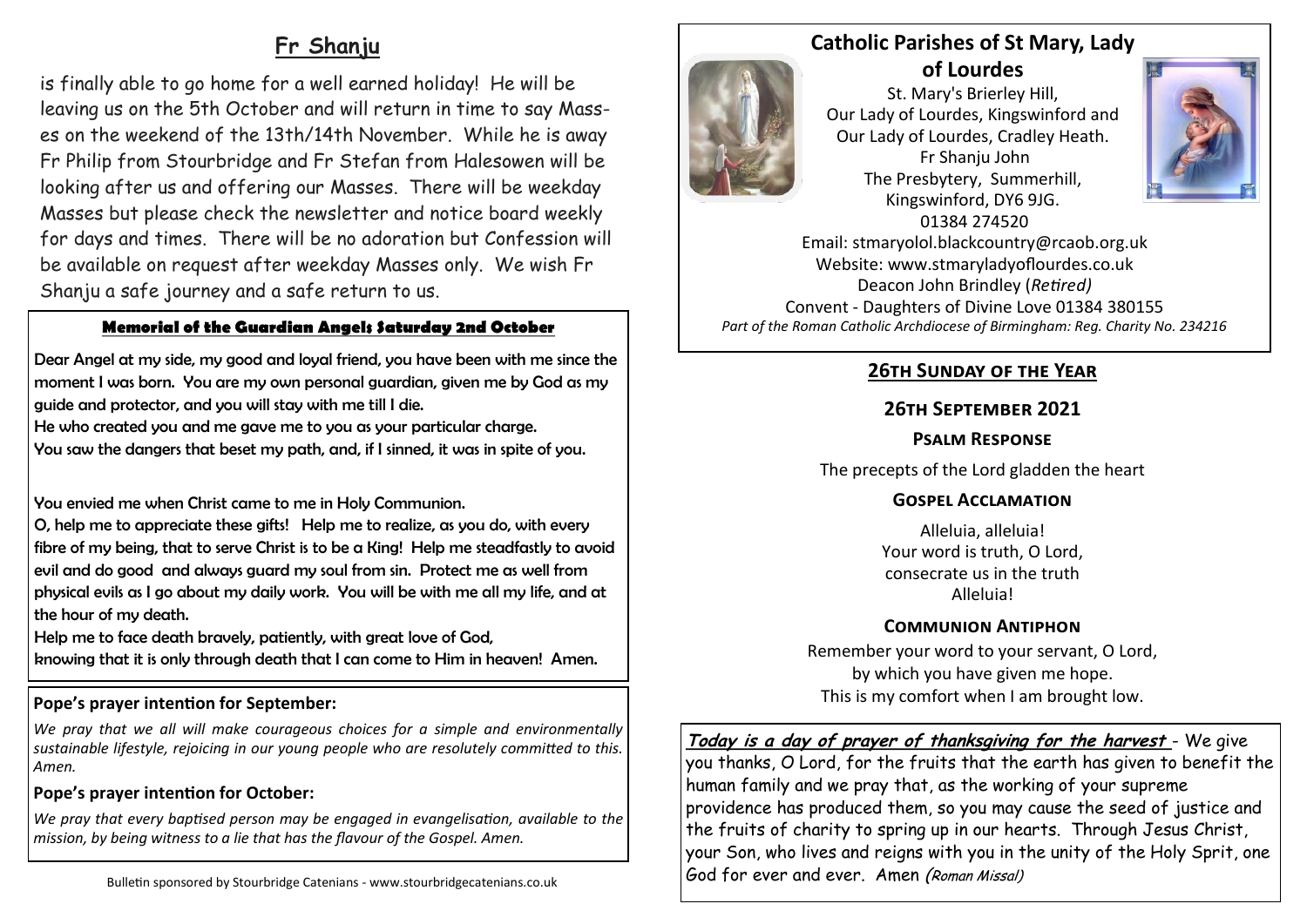## Fr Shanju

is finally able to go home for a well earned holiday! He will be leaving us on the 5th October and will return in time to say Masses on the weekend of the 13th/14th November. While he is away Fr Philip from Stourbridge and Fr Stefan from Halesowen will be looking after us and offering our Masses. There will be weekday Masses but please check the newsletter and notice board weekly for days and times. There will be no adoration but Confession will be available on request after weekday Masses only. We wish Fr Shanju a safe journey and a safe return to us.

### Memorial of the Guardian Angels Saturday 2nd October

Dear Angel at my side, my good and loyal friend, you have been with me since the moment I was born. You are my own personal guardian, given me by God as my guide and protector, and you will stay with me till I die.
He who created you and me gave me to you as your particular charge.
You saw the dangers that beset my path, and, if I sinned, it was in spite of you.

You envied me when Christ came to me in Holy Communion.
O, help me to appreciate these gifts! Help me to realize, as you do, with every fibre of my being, that to serve Christ is to be a King! Help me steadfastly to avoid evil and do good and always guard my soul from sin. Protect me as well from physical evils as I go about my daily work. You will be with me all my life, and at the hour of my death.
Help me to face death bravely, patiently, with great love of God,
knowing that it is only through death that I can come to Him in heaven! Amen.

**Pope's prayer intention for September:**

*We pray that we all will make courageous choices for a simple and environmentally sustainable lifestyle, rejoicing in our young people who are resolutely committed to this. Amen.*

**Pope's prayer intention for October:**

*We pray that every baptised person may be engaged in evangelisation, available to the mission, by being witness to a lie that has the flavour of the Gospel. Amen.*

Bulletin sponsored by Stourbridge Catenians - www.stourbridgecatenians.co.uk

# Catholic Parishes of St Mary, Lady of Lourdes

St. Mary's Brierley Hill,
Our Lady of Lourdes, Kingswinford and
Our Lady of Lourdes, Cradley Heath.
Fr Shanju John
The Presbytery, Summerhill,
Kingswinford, DY6 9JG.
01384 274520
Email: stmaryolol.blackcountry@rcaob.org.uk
Website: www.stmaryladyoflourdes.co.uk
Deacon John Brindley (*Retired)*
Convent - Daughters of Divine Love 01384 380155
*Part of the Roman Catholic Archdiocese of Birmingham: Reg. Charity No. 234216*

## 26th Sunday of the Year

### 26th September 2021

### Psalm Response

The precepts of the Lord gladden the heart

### Gospel Acclamation

Alleluia, alleluia!
Your word is truth, O Lord,
consecrate us in the truth
Alleluia!

### Communion Antiphon

Remember your word to your servant, O Lord,
by which you have given me hope.
This is my comfort when I am brought low.

***Today is a day of prayer of thanksgiving for the harvest*** - We give you thanks, O Lord, for the fruits that the earth has given to benefit the human family and we pray that, as the working of your supreme providence has produced them, so you may cause the seed of justice and the fruits of charity to spring up in our hearts. Through Jesus Christ, your Son, who lives and reigns with you in the unity of the Holy Sprit, one God for ever and ever. Amen (*Roman Missal*)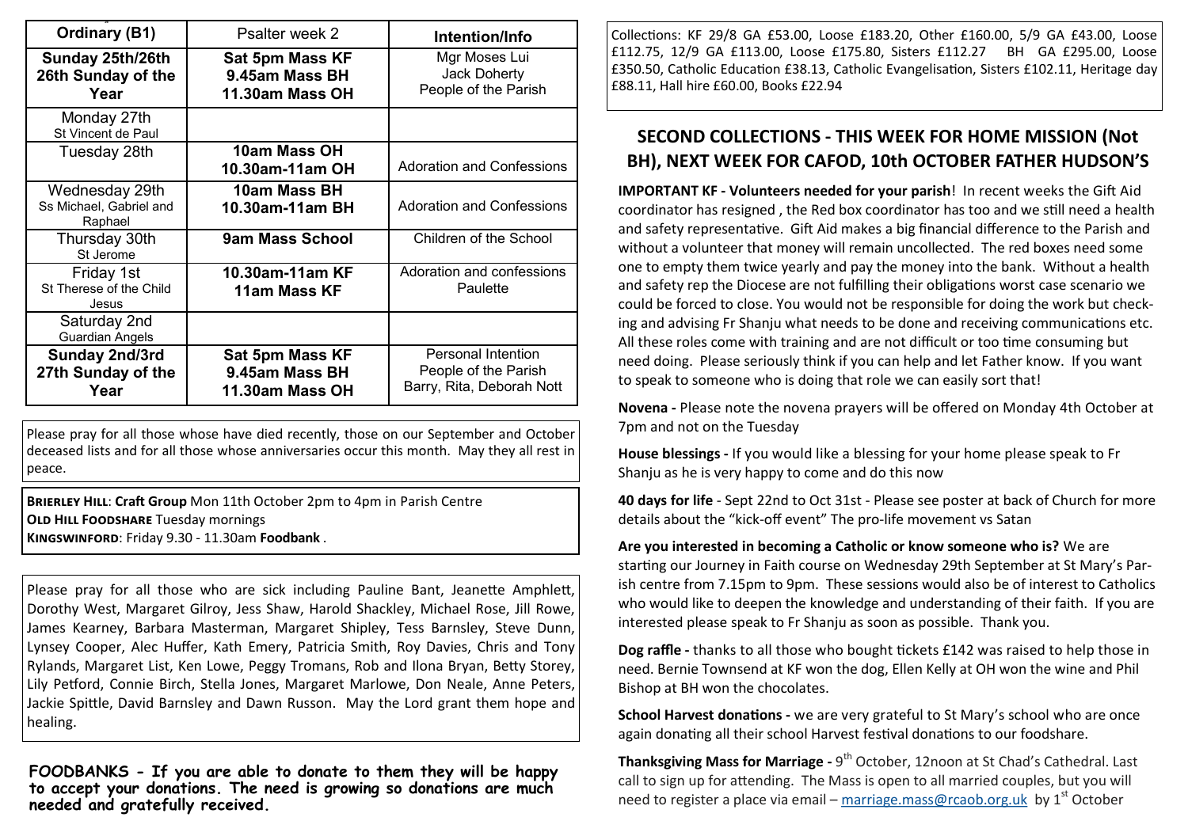| Ordinary (B1) | Psalter week 2 | Intention/Info |
|---|---|---|
| **Sunday 25th/26th 26th Sunday of the Year** | **Sat 5pm Mass KF 9.45am Mass BH 11.30am Mass OH** | Mgr Moses Lui Jack Doherty People of the Parish |
| Monday 27th St Vincent de Paul | | |
| Tuesday 28th | **10am Mass OH 10.30am-11am OH** | Adoration and Confessions |
| Wednesday 29th Ss Michael, Gabriel and Raphael | **10am Mass BH 10.30am-11am BH** | Adoration and Confessions |
| Thursday 30th St Jerome | **9am Mass School** | Children of the School |
| Friday 1st St Therese of the Child Jesus | **10.30am-11am KF 11am Mass KF** | Adoration and confessions Paulette |
| Saturday 2nd Guardian Angels | | |
| **Sunday 2nd/3rd 27th Sunday of the Year** | **Sat 5pm Mass KF 9.45am Mass BH 11.30am Mass OH** | Personal Intention People of the Parish Barry, Rita, Deborah Nott |

Please pray for all those whose have died recently, those on our September and October deceased lists and for all those whose anniversaries occur this month. May they all rest in peace.

**BRIERLEY HILL**: **Craft Group** Mon 11th October 2pm to 4pm in Parish Centre
**OLD HILL FOODSHARE** Tuesday mornings
**KINGSWINFORD**: Friday 9.30 - 11.30am **Foodbank** .

Please pray for all those who are sick including Pauline Bant, Jeanette Amphlett, Dorothy West, Margaret Gilroy, Jess Shaw, Harold Shackley, Michael Rose, Jill Rowe, James Kearney, Barbara Masterman, Margaret Shipley, Tess Barnsley, Steve Dunn, Lynsey Cooper, Alec Huffer, Kath Emery, Patricia Smith, Roy Davies, Chris and Tony Rylands, Margaret List, Ken Lowe, Peggy Tromans, Rob and Ilona Bryan, Betty Storey, Lily Petford, Connie Birch, Stella Jones, Margaret Marlowe, Don Neale, Anne Peters, Jackie Spittle, David Barnsley and Dawn Russon. May the Lord grant them hope and healing.

**FOODBANKS - If you are able to donate to them they will be happy to accept your donations. The need is growing so donations are much needed and gratefully received.**

Collections: KF 29/8 GA £53.00, Loose £183.20, Other £160.00, 5/9 GA £43.00, Loose £112.75, 12/9 GA £113.00, Loose £175.80, Sisters £112.27 BH GA £295.00, Loose £350.50, Catholic Education £38.13, Catholic Evangelisation, Sisters £102.11, Heritage day £88.11, Hall hire £60.00, Books £22.94

## SECOND COLLECTIONS - THIS WEEK FOR HOME MISSION (Not BH), NEXT WEEK FOR CAFOD, 10th OCTOBER FATHER HUDSON'S

**IMPORTANT KF - Volunteers needed for your parish**! In recent weeks the Gift Aid coordinator has resigned , the Red box coordinator has too and we still need a health and safety representative. Gift Aid makes a big financial difference to the Parish and without a volunteer that money will remain uncollected. The red boxes need some one to empty them twice yearly and pay the money into the bank. Without a health and safety rep the Diocese are not fulfilling their obligations worst case scenario we could be forced to close. You would not be responsible for doing the work but checking and advising Fr Shanju what needs to be done and receiving communications etc. All these roles come with training and are not difficult or too time consuming but need doing. Please seriously think if you can help and let Father know. If you want to speak to someone who is doing that role we can easily sort that!

**Novena -** Please note the novena prayers will be offered on Monday 4th October at 7pm and not on the Tuesday

**House blessings -** If you would like a blessing for your home please speak to Fr Shanju as he is very happy to come and do this now

**40 days for life** - Sept 22nd to Oct 31st - Please see poster at back of Church for more details about the "kick-off event" The pro-life movement vs Satan

**Are you interested in becoming a Catholic or know someone who is?** We are starting our Journey in Faith course on Wednesday 29th September at St Mary's Parish centre from 7.15pm to 9pm. These sessions would also be of interest to Catholics who would like to deepen the knowledge and understanding of their faith. If you are interested please speak to Fr Shanju as soon as possible. Thank you.

**Dog raffle -** thanks to all those who bought tickets £142 was raised to help those in need. Bernie Townsend at KF won the dog, Ellen Kelly at OH won the wine and Phil Bishop at BH won the chocolates.

**School Harvest donations -** we are very grateful to St Mary's school who are once again donating all their school Harvest festival donations to our foodshare.

**Thanksgiving Mass for Marriage -** 9th October, 12noon at St Chad's Cathedral. Last call to sign up for attending. The Mass is open to all married couples, but you will need to register a place via email – marriage.mass@rcaob.org.uk by 1st October